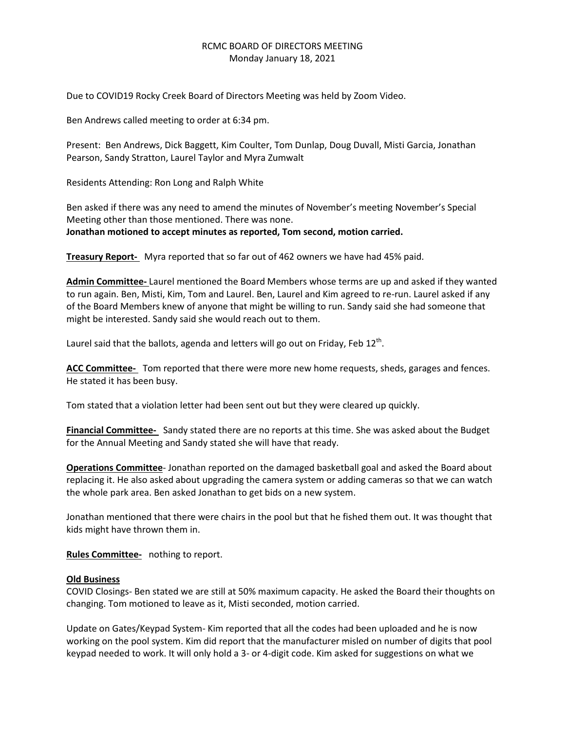# RCMC BOARD OF DIRECTORS MEETING
Monday January 18, 2021

Due to COVID19 Rocky Creek Board of Directors Meeting was held by Zoom Video.

Ben Andrews called meeting to order at 6:34 pm.

Present: Ben Andrews, Dick Baggett, Kim Coulter, Tom Dunlap, Doug Duvall, Misti Garcia, Jonathan Pearson, Sandy Stratton, Laurel Taylor and Myra Zumwalt

Residents Attending: Ron Long and Ralph White

Ben asked if there was any need to amend the minutes of November's meeting November's Special Meeting other than those mentioned. There was none.
**Jonathan motioned to accept minutes as reported, Tom second, motion carried.**

**<u>Treasury Report-</u>** Myra reported that so far out of 462 owners we have had 45% paid.

**<u>Admin Committee-</u>** Laurel mentioned the Board Members whose terms are up and asked if they wanted to run again. Ben, Misti, Kim, Tom and Laurel. Ben, Laurel and Kim agreed to re-run. Laurel asked if any of the Board Members knew of anyone that might be willing to run. Sandy said she had someone that might be interested. Sandy said she would reach out to them.

Laurel said that the ballots, agenda and letters will go out on Friday, Feb 12th.

**<u>ACC Committee-</u>** Tom reported that there were more new home requests, sheds, garages and fences. He stated it has been busy.

Tom stated that a violation letter had been sent out but they were cleared up quickly.

**<u>Financial Committee-</u>** Sandy stated there are no reports at this time. She was asked about the Budget for the Annual Meeting and Sandy stated she will have that ready.

**<u>Operations Committee</u>**- Jonathan reported on the damaged basketball goal and asked the Board about replacing it. He also asked about upgrading the camera system or adding cameras so that we can watch the whole park area. Ben asked Jonathan to get bids on a new system.

Jonathan mentioned that there were chairs in the pool but that he fished them out. It was thought that kids might have thrown them in.

**<u>Rules Committee-</u>** nothing to report.

**<u>Old Business</u>**

COVID Closings- Ben stated we are still at 50% maximum capacity. He asked the Board their thoughts on changing. Tom motioned to leave as it, Misti seconded, motion carried.

Update on Gates/Keypad System- Kim reported that all the codes had been uploaded and he is now working on the pool system. Kim did report that the manufacturer misled on number of digits that pool keypad needed to work. It will only hold a 3- or 4-digit code. Kim asked for suggestions on what we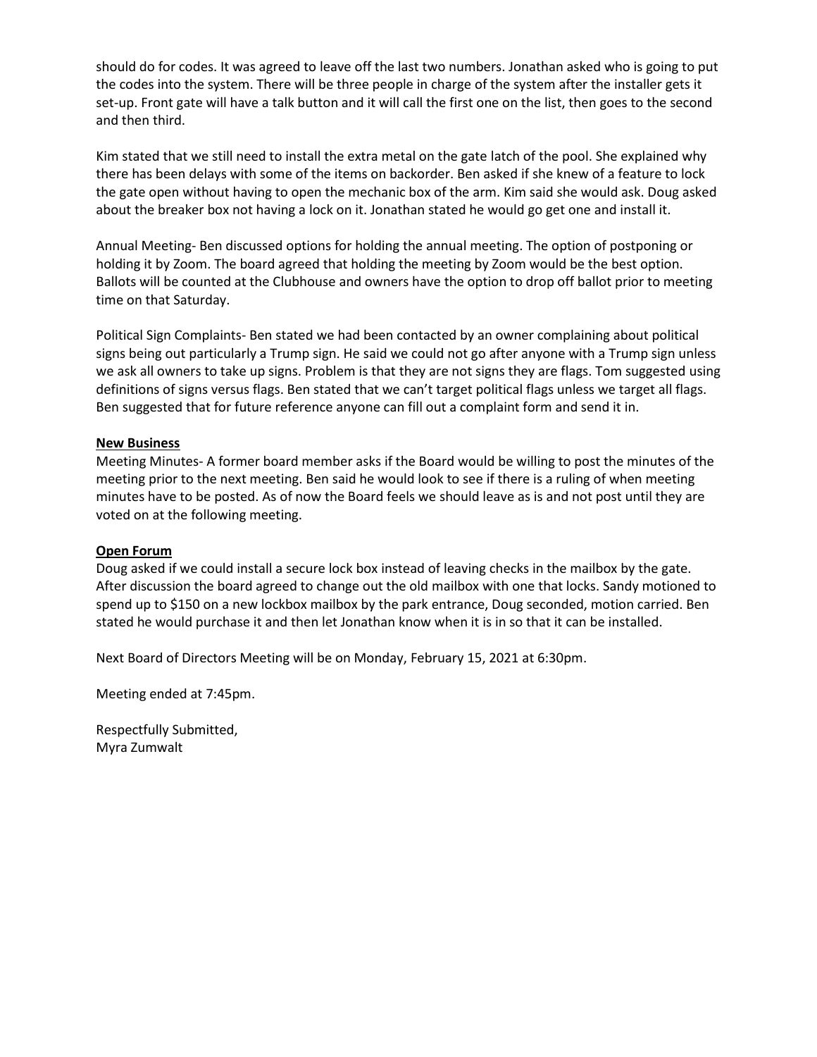should do for codes. It was agreed to leave off the last two numbers. Jonathan asked who is going to put the codes into the system. There will be three people in charge of the system after the installer gets it set-up. Front gate will have a talk button and it will call the first one on the list, then goes to the second and then third.

Kim stated that we still need to install the extra metal on the gate latch of the pool. She explained why there has been delays with some of the items on backorder. Ben asked if she knew of a feature to lock the gate open without having to open the mechanic box of the arm. Kim said she would ask. Doug asked about the breaker box not having a lock on it. Jonathan stated he would go get one and install it.

Annual Meeting- Ben discussed options for holding the annual meeting. The option of postponing or holding it by Zoom. The board agreed that holding the meeting by Zoom would be the best option. Ballots will be counted at the Clubhouse and owners have the option to drop off ballot prior to meeting time on that Saturday.

Political Sign Complaints- Ben stated we had been contacted by an owner complaining about political signs being out particularly a Trump sign. He said we could not go after anyone with a Trump sign unless we ask all owners to take up signs. Problem is that they are not signs they are flags. Tom suggested using definitions of signs versus flags. Ben stated that we can't target political flags unless we target all flags. Ben suggested that for future reference anyone can fill out a complaint form and send it in.

**New Business**

Meeting Minutes- A former board member asks if the Board would be willing to post the minutes of the meeting prior to the next meeting. Ben said he would look to see if there is a ruling of when meeting minutes have to be posted. As of now the Board feels we should leave as is and not post until they are voted on at the following meeting.

**Open Forum**

Doug asked if we could install a secure lock box instead of leaving checks in the mailbox by the gate. After discussion the board agreed to change out the old mailbox with one that locks. Sandy motioned to spend up to $150 on a new lockbox mailbox by the park entrance, Doug seconded, motion carried. Ben stated he would purchase it and then let Jonathan know when it is in so that it can be installed.

Next Board of Directors Meeting will be on Monday, February 15, 2021 at 6:30pm.

Meeting ended at 7:45pm.

Respectfully Submitted,
Myra Zumwalt